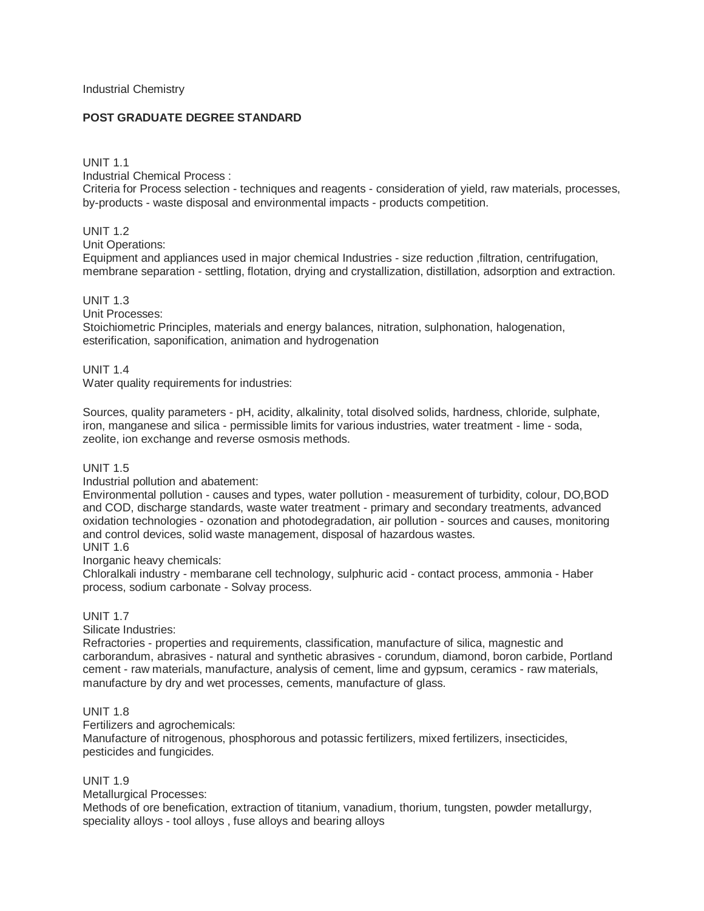Industrial Chemistry

**POST GRADUATE DEGREE STANDARD**

UNIT 1.1
Industrial Chemical Process :
Criteria for Process selection - techniques and reagents - consideration of yield, raw materials, processes, by-products - waste disposal and environmental impacts - products competition.

UNIT 1.2
Unit Operations:
Equipment and appliances used in major chemical Industries - size reduction ,filtration, centrifugation, membrane separation - settling, flotation, drying and crystallization, distillation, adsorption and extraction.

UNIT 1.3
Unit Processes:
Stoichiometric Principles, materials and energy balances, nitration, sulphonation, halogenation, esterification, saponification, animation and hydrogenation

UNIT 1.4
Water quality requirements for industries:

Sources, quality parameters - pH, acidity, alkalinity, total disolved solids, hardness, chloride, sulphate, iron, manganese and silica - permissible limits for various industries, water treatment - lime - soda, zeolite, ion exchange and reverse osmosis methods.

UNIT 1.5
Industrial pollution and abatement:
Environmental pollution - causes and types, water pollution - measurement of turbidity, colour, DO,BOD and COD, discharge standards, waste water treatment - primary and secondary treatments, advanced oxidation technologies - ozonation and photodegradation, air pollution - sources and causes, monitoring and control devices, solid waste management, disposal of hazardous wastes.
UNIT 1.6
Inorganic heavy chemicals:
Chloralkali industry - membarane cell technology, sulphuric acid - contact process, ammonia - Haber process, sodium carbonate - Solvay process.

UNIT 1.7
Silicate Industries:
Refractories - properties and requirements, classification, manufacture of silica, magnestic and carborandum, abrasives - natural and synthetic abrasives - corundum, diamond, boron carbide, Portland cement - raw materials, manufacture, analysis of cement, lime and gypsum, ceramics - raw materials, manufacture by dry and wet processes, cements, manufacture of glass.

UNIT 1.8
Fertilizers and agrochemicals:
Manufacture of nitrogenous, phosphorous and potassic fertilizers, mixed fertilizers, insecticides, pesticides and fungicides.

UNIT 1.9
Metallurgical Processes:
Methods of ore benefication, extraction of titanium, vanadium, thorium, tungsten, powder metallurgy, speciality alloys - tool alloys , fuse alloys and bearing alloys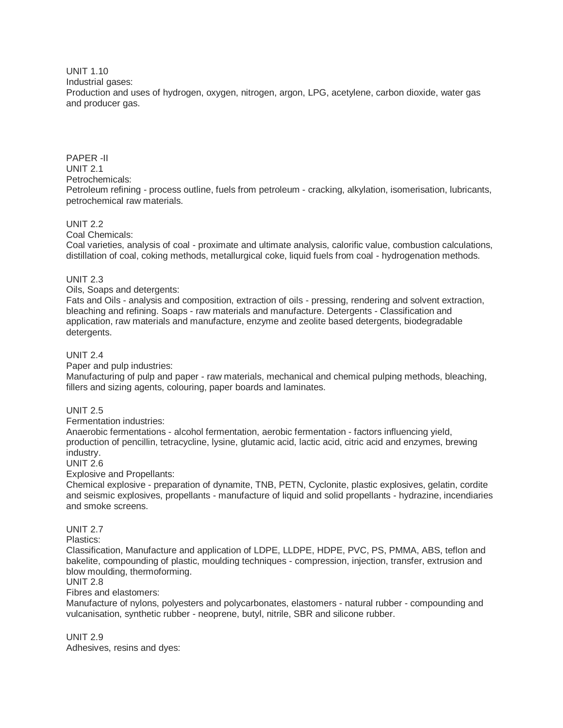UNIT 1.10

Industrial gases:

Production and uses of hydrogen, oxygen, nitrogen, argon, LPG, acetylene, carbon dioxide, water gas and producer gas.

PAPER -II

UNIT 2.1

Petrochemicals:

Petroleum refining - process outline, fuels from petroleum - cracking, alkylation, isomerisation, lubricants, petrochemical raw materials.

UNIT 2.2

Coal Chemicals:

Coal varieties, analysis of coal - proximate and ultimate analysis, calorific value, combustion calculations, distillation of coal, coking methods, metallurgical coke, liquid fuels from coal - hydrogenation methods.

UNIT 2.3

Oils, Soaps and detergents:

Fats and Oils - analysis and composition, extraction of oils - pressing, rendering and solvent extraction, bleaching and refining. Soaps - raw materials and manufacture. Detergents - Classification and application, raw materials and manufacture, enzyme and zeolite based detergents, biodegradable detergents.

UNIT 2.4

Paper and pulp industries:

Manufacturing of pulp and paper - raw materials, mechanical and chemical pulping methods, bleaching, fillers and sizing agents, colouring, paper boards and laminates.

UNIT 2.5

Fermentation industries:

Anaerobic fermentations - alcohol fermentation, aerobic fermentation - factors influencing yield, production of pencillin, tetracycline, lysine, glutamic acid, lactic acid, citric acid and enzymes, brewing industry.

UNIT 2.6

Explosive and Propellants:

Chemical explosive - preparation of dynamite, TNB, PETN, Cyclonite, plastic explosives, gelatin, cordite and seismic explosives, propellants - manufacture of liquid and solid propellants - hydrazine, incendiaries and smoke screens.

UNIT 2.7

Plastics:

Classification, Manufacture and application of LDPE, LLDPE, HDPE, PVC, PS, PMMA, ABS, teflon and bakelite, compounding of plastic, moulding techniques - compression, injection, transfer, extrusion and blow moulding, thermoforming.

UNIT 2.8

Fibres and elastomers:

Manufacture of nylons, polyesters and polycarbonates, elastomers - natural rubber - compounding and vulcanisation, synthetic rubber - neoprene, butyl, nitrile, SBR and silicone rubber.

UNIT 2.9

Adhesives, resins and dyes: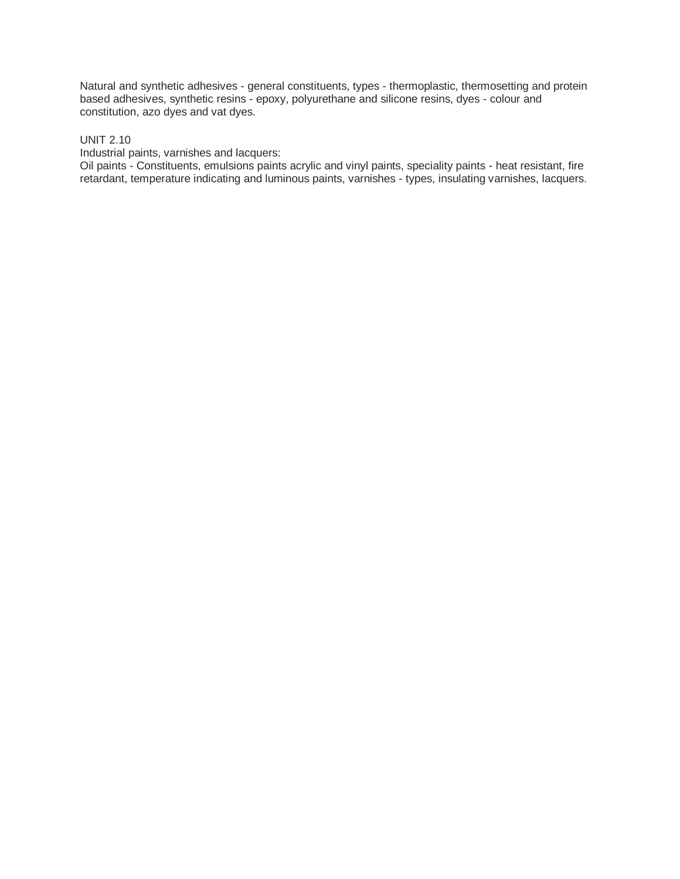Natural and synthetic adhesives - general constituents, types - thermoplastic, thermosetting and protein based adhesives, synthetic resins - epoxy, polyurethane and silicone resins, dyes - colour and constitution, azo dyes and vat dyes.

UNIT 2.10

Industrial paints, varnishes and lacquers:

Oil paints - Constituents, emulsions paints acrylic and vinyl paints, speciality paints - heat resistant, fire retardant, temperature indicating and luminous paints, varnishes - types, insulating varnishes, lacquers.